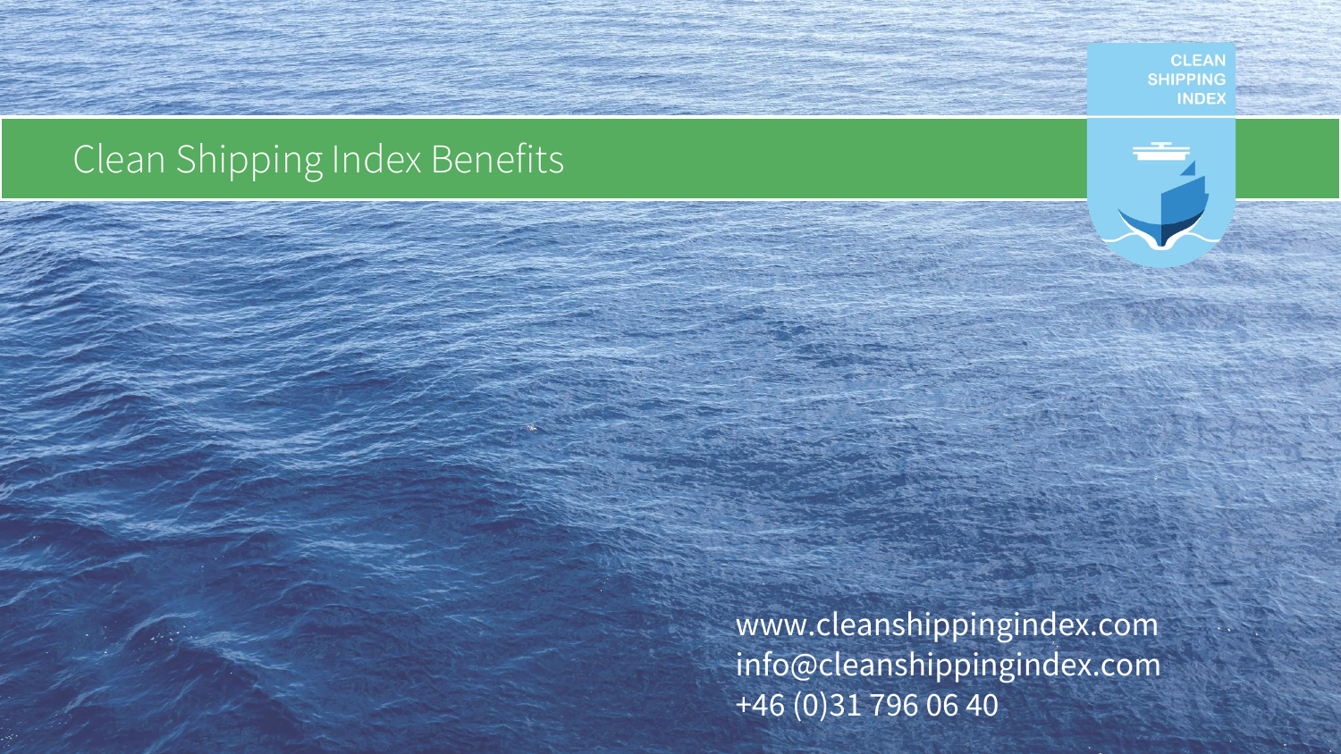# Clean Shipping Index Benefits

CLEAN SHIPPING INDEX

www.cleanshippingindex.com
info@cleanshippingindex.com
+46 (0)31 796 06 40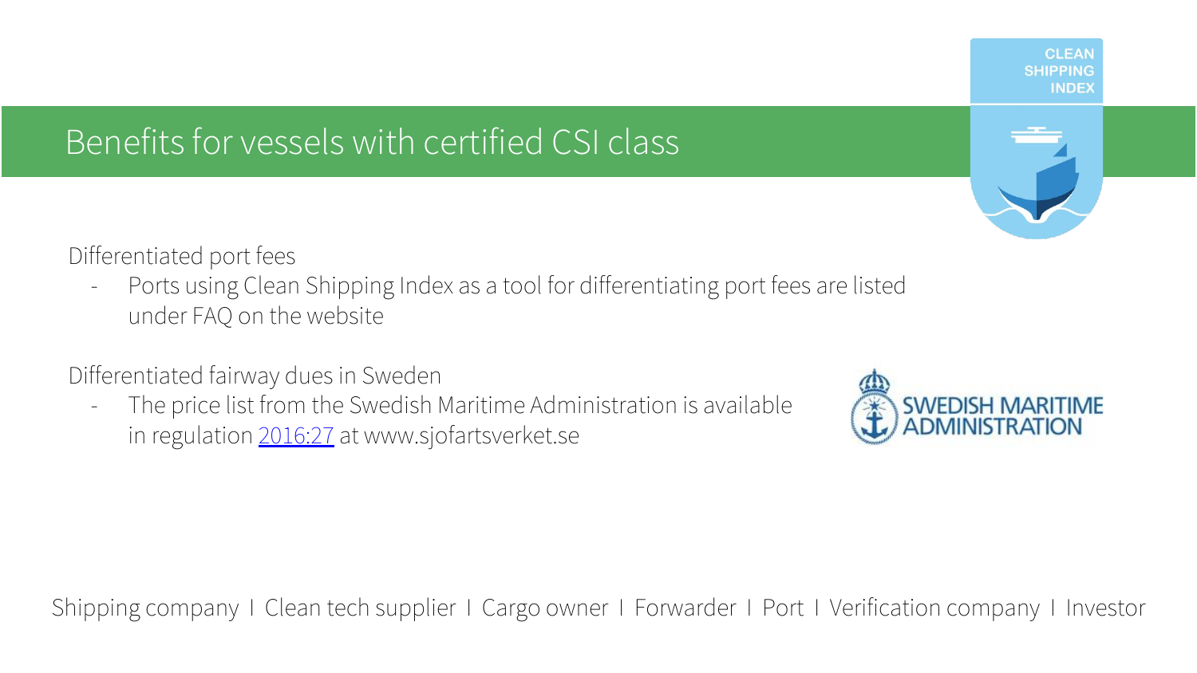# Benefits for vessels with certified CSI class

Differentiated port fees

- Ports using Clean Shipping Index as a tool for differentiating port fees are listed under FAQ on the website

Differentiated fairway dues in Sweden

- The price list from the Swedish Maritime Administration is available in regulation 2016:27 at www.sjofartsverket.se

Shipping company I Clean tech supplier I Cargo owner I Forwarder I Port I Verification company I Investor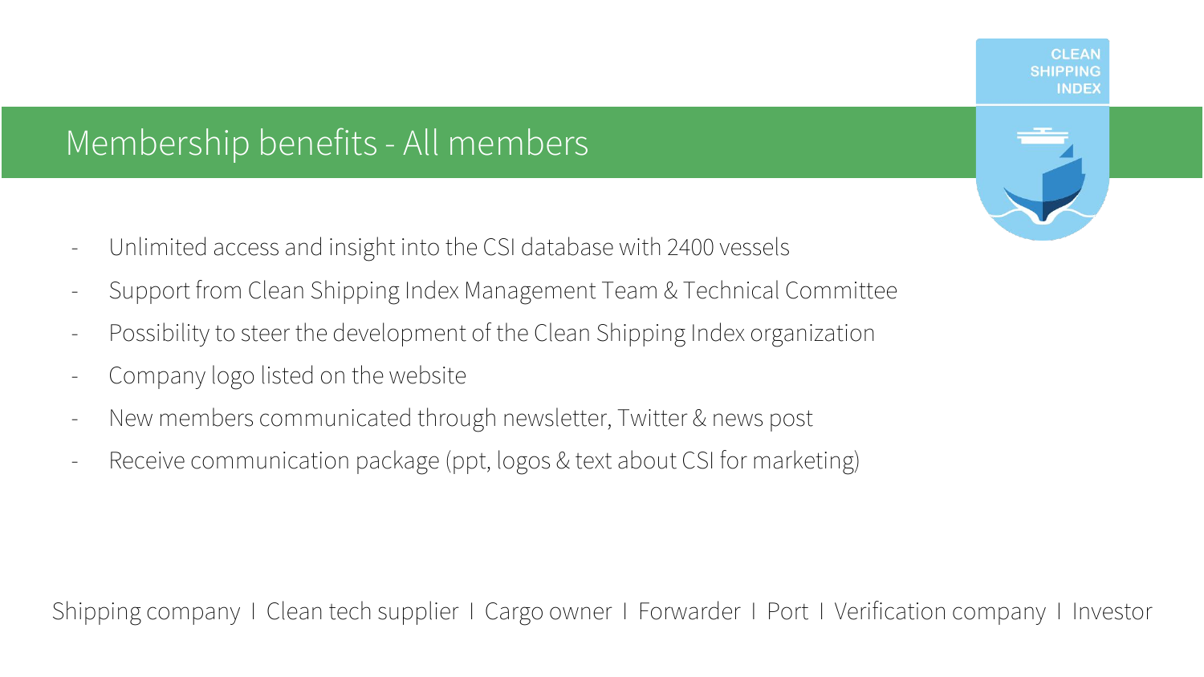# Membership benefits - All members

- Unlimited access and insight into the CSI database with 2400 vessels
- Support from Clean Shipping Index Management Team & Technical Committee
- Possibility to steer the development of the Clean Shipping Index organization
- Company logo listed on the website
- New members communicated through newsletter, Twitter & news post
- Receive communication package (ppt, logos & text about CSI for marketing)

Shipping company I Clean tech supplier I Cargo owner I Forwarder I Port I Verification company I Investor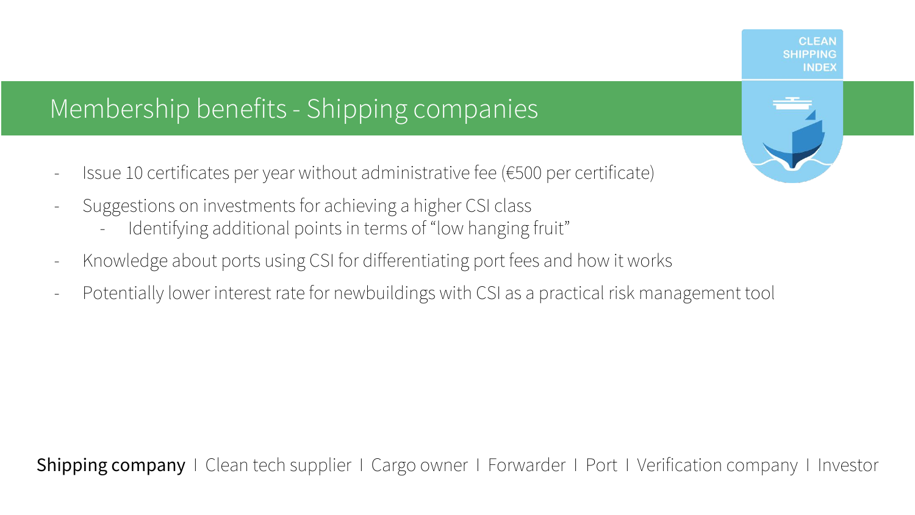## Membership benefits - Shipping companies

- Issue 10 certificates per year without administrative fee (€500 per certificate)
- Suggestions on investments for achieving a higher CSI class
  - Identifying additional points in terms of "low hanging fruit"
- Knowledge about ports using CSI for differentiating port fees and how it works
- Potentially lower interest rate for newbuildings with CSI as a practical risk management tool

**Shipping company** I Clean tech supplier I Cargo owner I Forwarder I Port I Verification company I Investor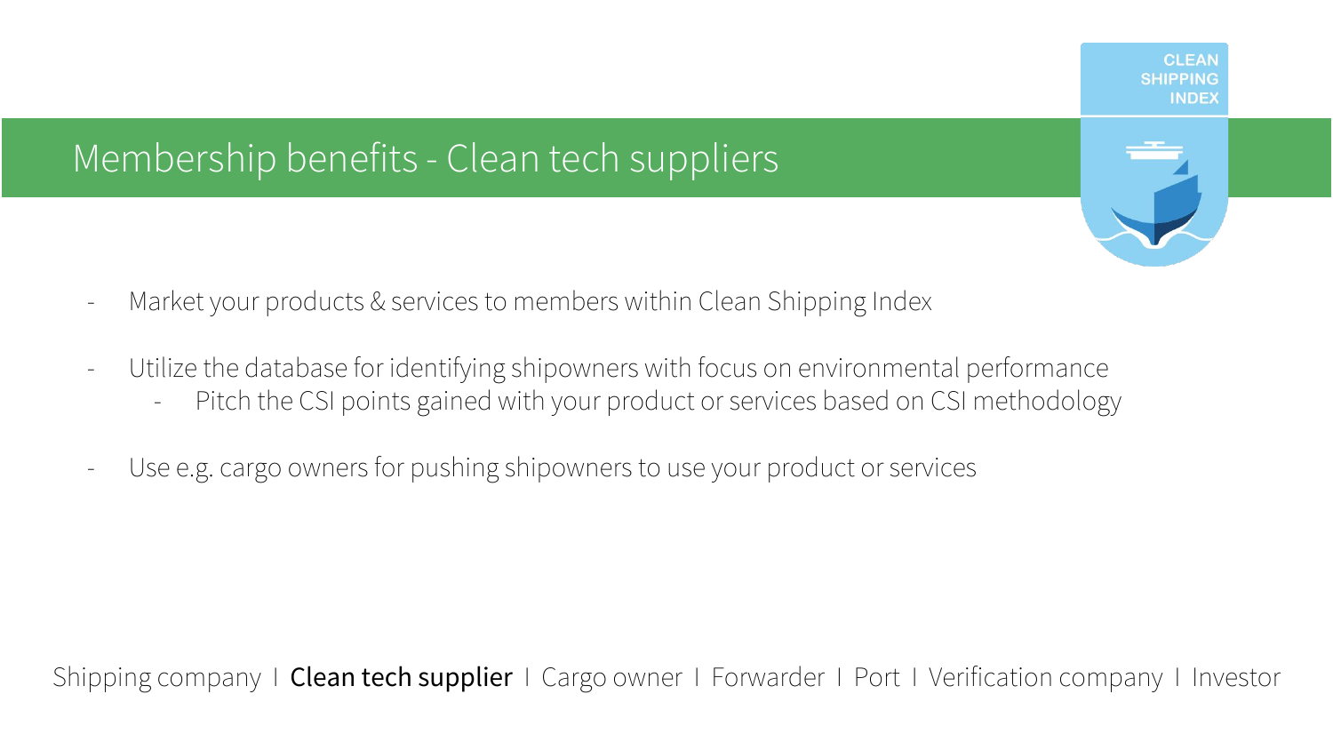# Membership benefits - Clean tech suppliers

- Market your products & services to members within Clean Shipping Index
- Utilize the database for identifying shipowners with focus on environmental performance
  - Pitch the CSI points gained with your product or services based on CSI methodology
- Use e.g. cargo owners for pushing shipowners to use your product or services

Shipping company I **Clean tech supplier** I Cargo owner I Forwarder I Port I Verification company I Investor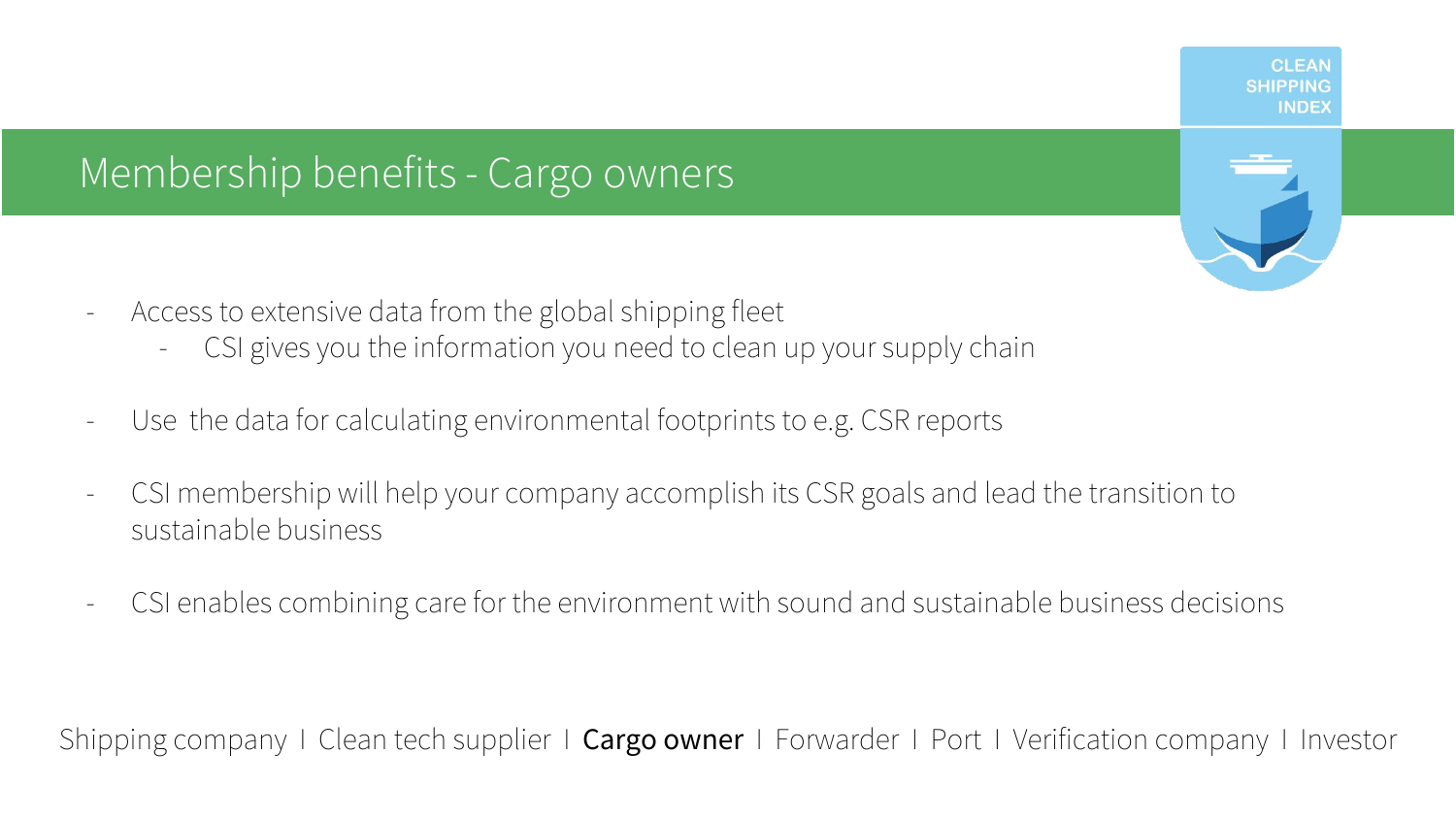# Membership benefits - Cargo owners

- Access to extensive data from the global shipping fleet
  - CSI gives you the information you need to clean up your supply chain

- Use the data for calculating environmental footprints to e.g. CSR reports

- CSI membership will help your company accomplish its CSR goals and lead the transition to sustainable business

- CSI enables combining care for the environment with sound and sustainable business decisions

Shipping company I Clean tech supplier I **Cargo owner** I Forwarder I Port I Verification company I Investor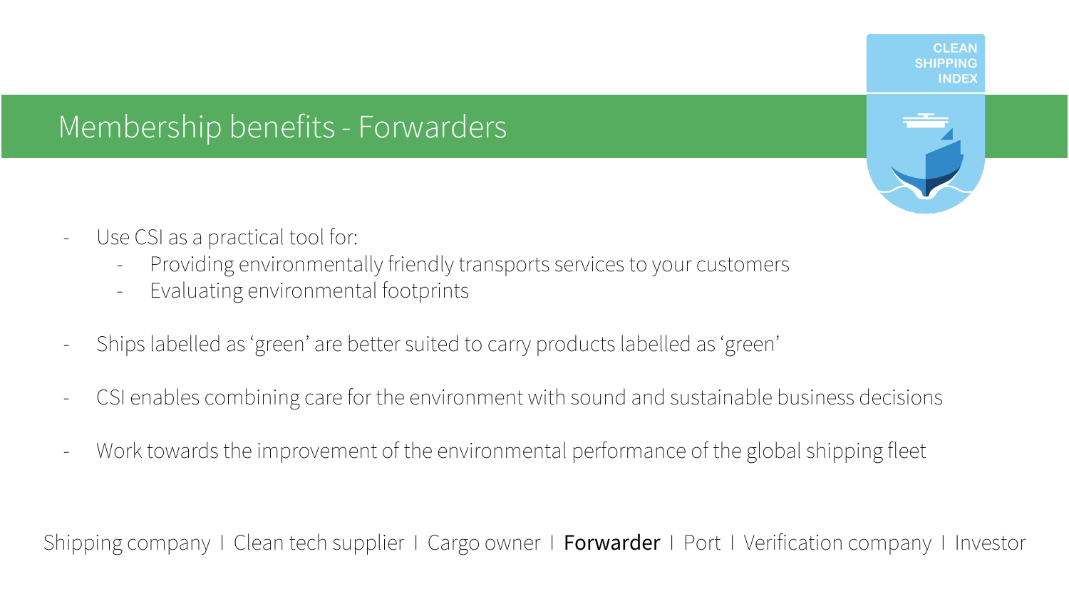# Membership benefits - Forwarders

- Use CSI as a practical tool for:
  - Providing environmentally friendly transports services to your customers
  - Evaluating environmental footprints

- Ships labelled as 'green' are better suited to carry products labelled as 'green'

- CSI enables combining care for the environment with sound and sustainable business decisions

- Work towards the improvement of the environmental performance of the global shipping fleet

Shipping company I Clean tech supplier I Cargo owner I **Forwarder** I Port I Verification company I Investor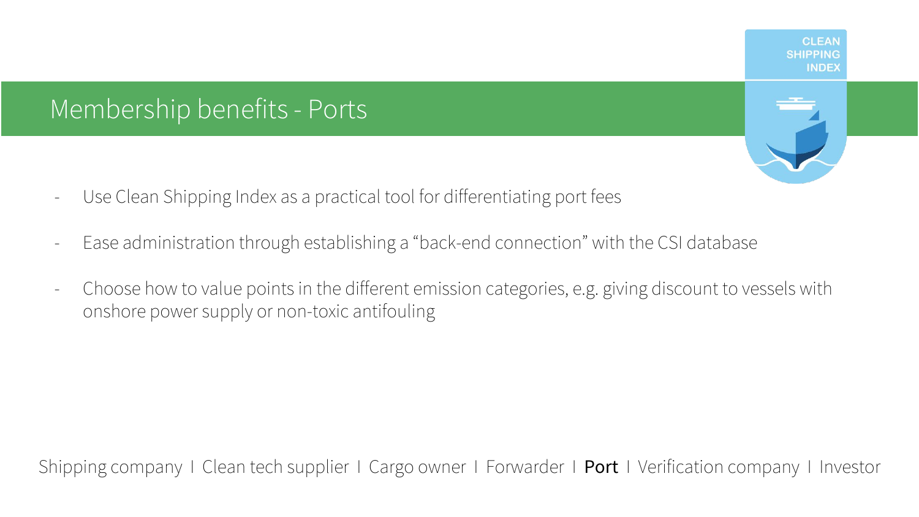# Membership benefits - Ports

- Use Clean Shipping Index as a practical tool for differentiating port fees
- Ease administration through establishing a "back-end connection" with the CSI database
- Choose how to value points in the different emission categories, e.g. giving discount to vessels with onshore power supply or non-toxic antifouling

Shipping company I Clean tech supplier I Cargo owner I Forwarder I **Port** I Verification company I Investor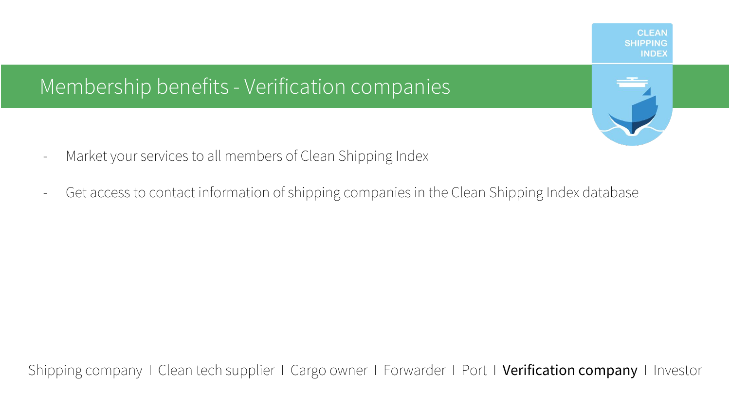# Membership benefits - Verification companies

- Market your services to all members of Clean Shipping Index
- Get access to contact information of shipping companies in the Clean Shipping Index database

Shipping company I Clean tech supplier I Cargo owner I Forwarder I Port I **Verification company** I Investor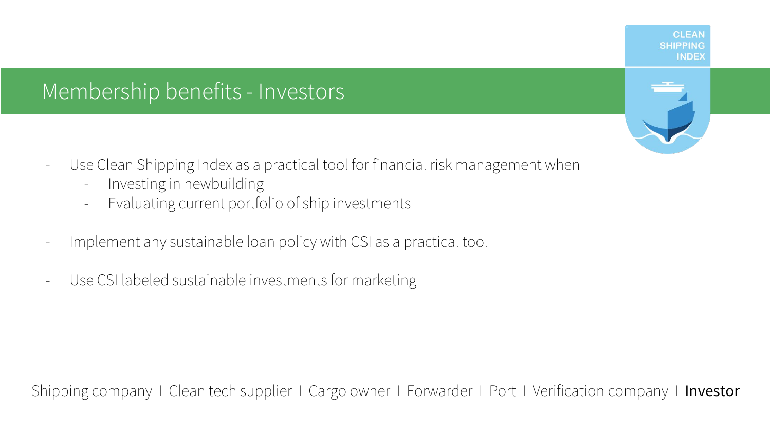# Membership benefits - Investors

- Use Clean Shipping Index as a practical tool for financial risk management when
  - Investing in newbuilding
  - Evaluating current portfolio of ship investments

- Implement any sustainable loan policy with CSI as a practical tool

- Use CSI labeled sustainable investments for marketing

Shipping company I Clean tech supplier I Cargo owner I Forwarder I Port I Verification company I **Investor**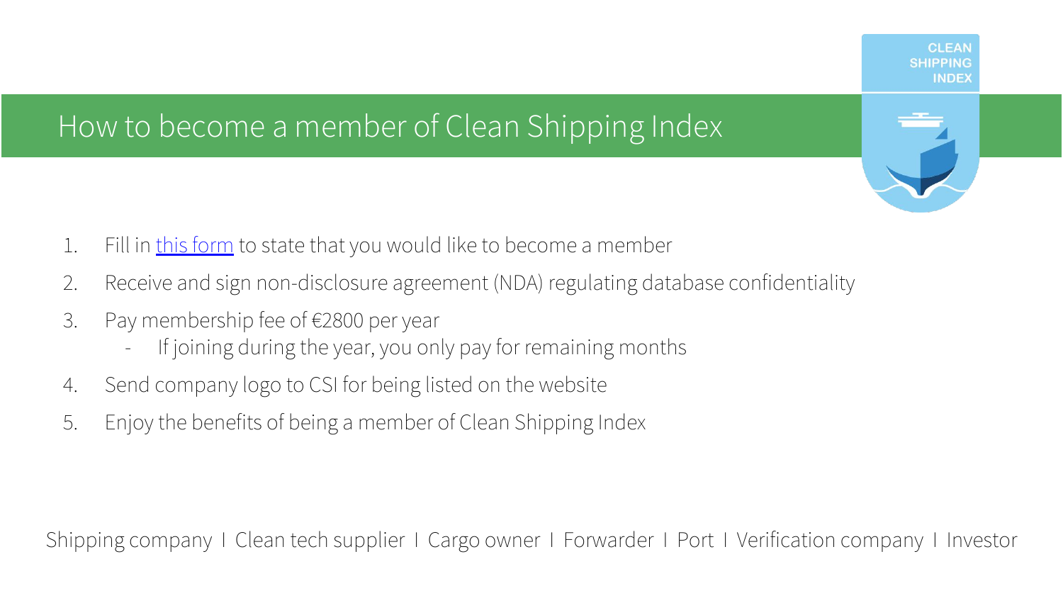# How to become a member of Clean Shipping Index

CLEAN SHIPPING INDEX

1. Fill in this form to state that you would like to become a member
2. Receive and sign non-disclosure agreement (NDA) regulating database confidentiality
3. Pay membership fee of €2800 per year
   - If joining during the year, you only pay for remaining months
4. Send company logo to CSI for being listed on the website
5. Enjoy the benefits of being a member of Clean Shipping Index

Shipping company I Clean tech supplier I Cargo owner I Forwarder I Port I Verification company I Investor